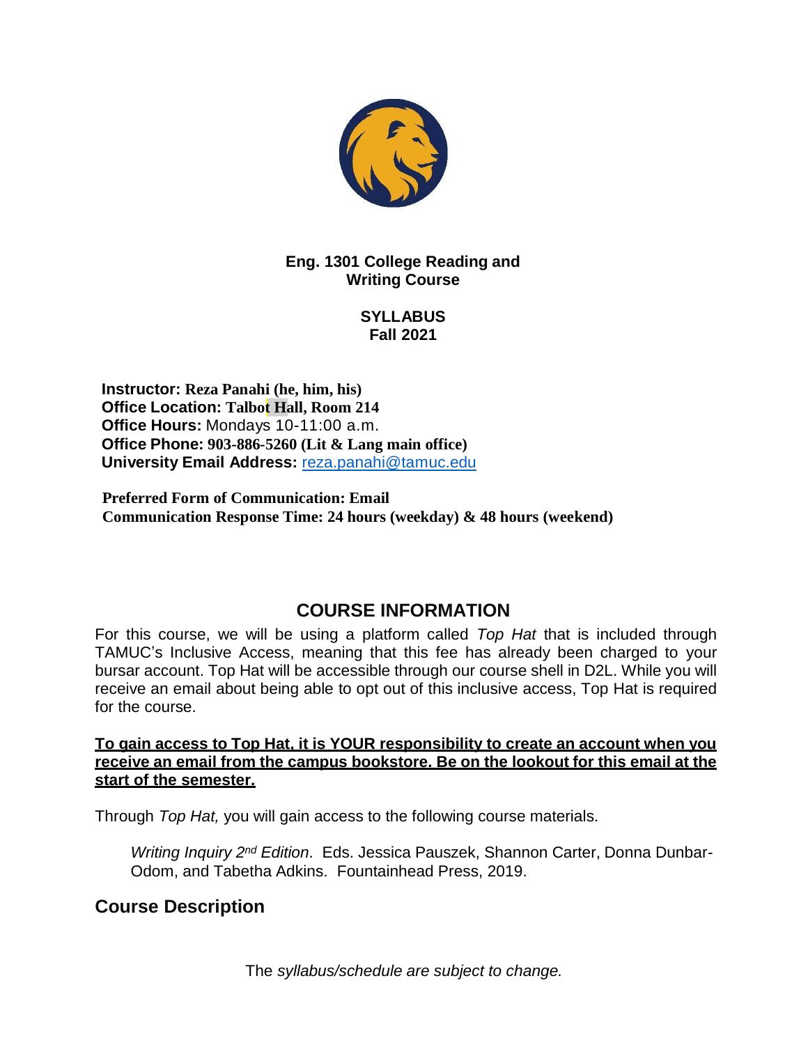**Eng. 1301 College Reading and Writing Course**

**SYLLABUS**
**Fall 2021**

**Instructor: Reza Panahi (he, him, his)**
**Office Location: Talbot Hall, Room 214**
**Office Hours:** Mondays 10-11:00 a.m.
**Office Phone: 903-886-5260 (Lit & Lang main office)**
**University Email Address:** reza.panahi@tamuc.edu

**Preferred Form of Communication: Email**
**Communication Response Time: 24 hours (weekday) & 48 hours (weekend)**

## COURSE INFORMATION

For this course, we will be using a platform called *Top Hat* that is included through TAMUC's Inclusive Access, meaning that this fee has already been charged to your bursar account. Top Hat will be accessible through our course shell in D2L. While you will receive an email about being able to opt out of this inclusive access, Top Hat is required for the course.

**To gain access to Top Hat, it is YOUR responsibility to create an account when you receive an email from the campus bookstore. Be on the lookout for this email at the start of the semester.**

Through *Top Hat,* you will gain access to the following course materials.

*Writing Inquiry 2nd Edition*. Eds. Jessica Pauszek, Shannon Carter, Donna Dunbar-Odom, and Tabetha Adkins. Fountainhead Press, 2019.

## Course Description

The *syllabus/schedule are subject to change.*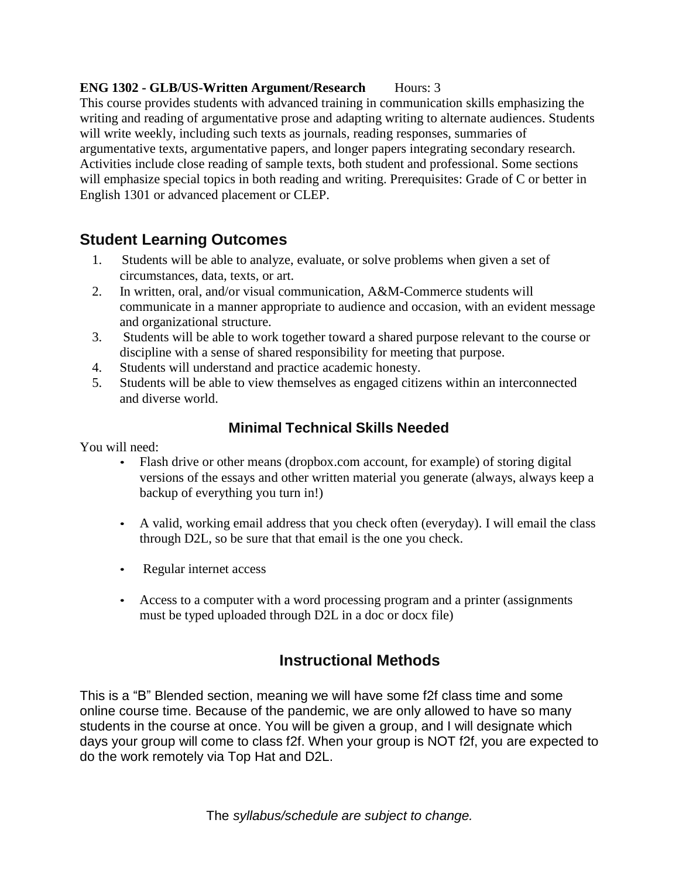**ENG 1302 - GLB/US-Written Argument/Research** Hours: 3

This course provides students with advanced training in communication skills emphasizing the writing and reading of argumentative prose and adapting writing to alternate audiences. Students will write weekly, including such texts as journals, reading responses, summaries of argumentative texts, argumentative papers, and longer papers integrating secondary research. Activities include close reading of sample texts, both student and professional. Some sections will emphasize special topics in both reading and writing. Prerequisites: Grade of C or better in English 1301 or advanced placement or CLEP.

## Student Learning Outcomes

1. Students will be able to analyze, evaluate, or solve problems when given a set of circumstances, data, texts, or art.
2. In written, oral, and/or visual communication, A&M-Commerce students will communicate in a manner appropriate to audience and occasion, with an evident message and organizational structure.
3. Students will be able to work together toward a shared purpose relevant to the course or discipline with a sense of shared responsibility for meeting that purpose.
4. Students will understand and practice academic honesty.
5. Students will be able to view themselves as engaged citizens within an interconnected and diverse world.

### Minimal Technical Skills Needed

You will need:

- Flash drive or other means (dropbox.com account, for example) of storing digital versions of the essays and other written material you generate (always, always keep a backup of everything you turn in!)
- A valid, working email address that you check often (everyday). I will email the class through D2L, so be sure that that email is the one you check.
- Regular internet access
- Access to a computer with a word processing program and a printer (assignments must be typed uploaded through D2L in a doc or docx file)

## Instructional Methods

This is a "B" Blended section, meaning we will have some f2f class time and some online course time. Because of the pandemic, we are only allowed to have so many students in the course at once. You will be given a group, and I will designate which days your group will come to class f2f. When your group is NOT f2f, you are expected to do the work remotely via Top Hat and D2L.

The *syllabus/schedule are subject to change.*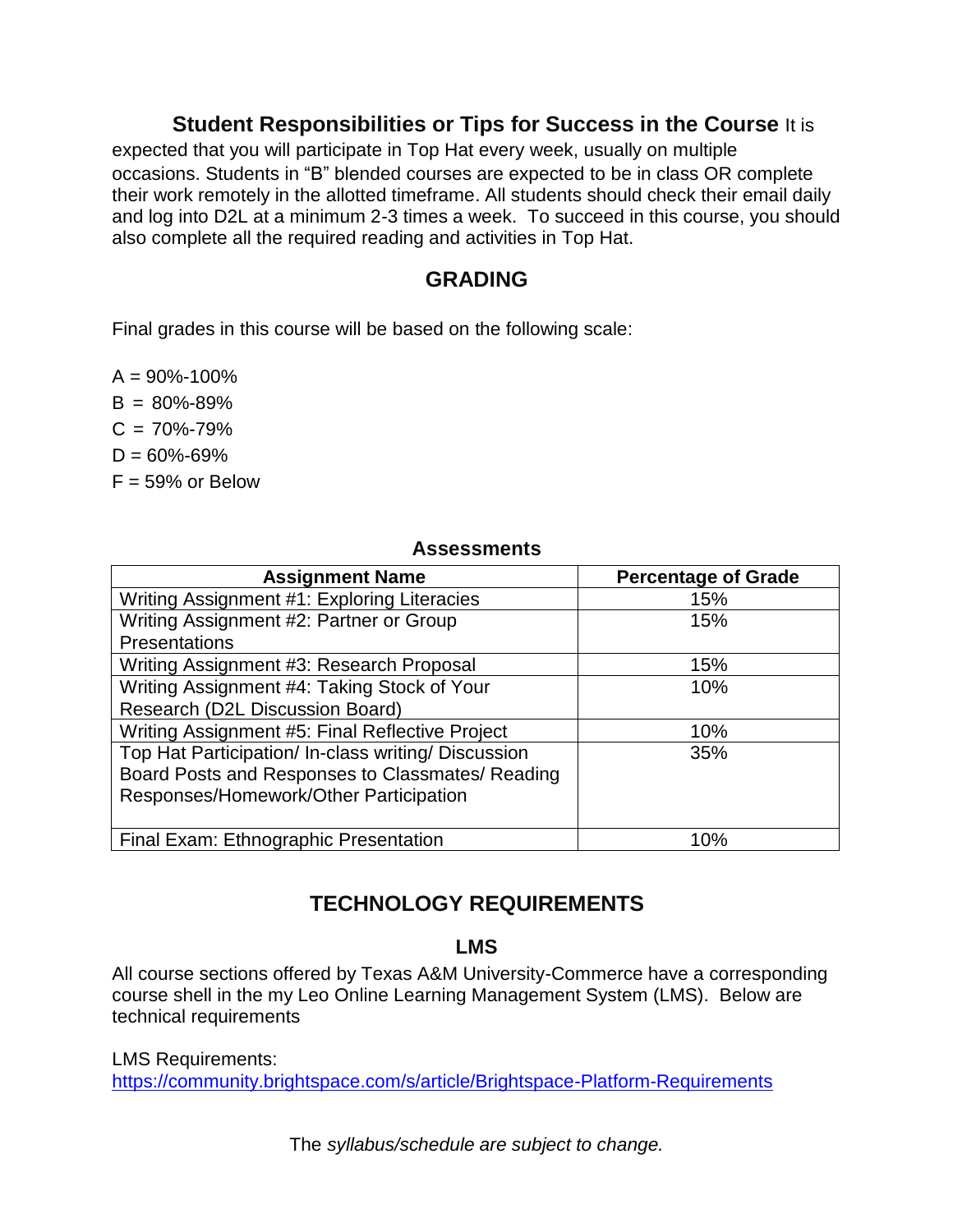**Student Responsibilities or Tips for Success in the Course** It is expected that you will participate in Top Hat every week, usually on multiple occasions. Students in "B" blended courses are expected to be in class OR complete their work remotely in the allotted timeframe. All students should check their email daily and log into D2L at a minimum 2-3 times a week. To succeed in this course, you should also complete all the required reading and activities in Top Hat.

## GRADING

Final grades in this course will be based on the following scale:

A = 90%-100%
B = 80%-89%
C = 70%-79%
D = 60%-69%
F = 59% or Below

### Assessments

| Assignment Name | Percentage of Grade |
| --- | --- |
| Writing Assignment #1: Exploring Literacies | 15% |
| Writing Assignment #2: Partner or Group Presentations | 15% |
| Writing Assignment #3: Research Proposal | 15% |
| Writing Assignment #4: Taking Stock of Your Research (D2L Discussion Board) | 10% |
| Writing Assignment #5: Final Reflective Project | 10% |
| Top Hat Participation/ In-class writing/ Discussion Board Posts and Responses to Classmates/ Reading Responses/Homework/Other Participation | 35% |
| Final Exam: Ethnographic Presentation | 10% |

## TECHNOLOGY REQUIREMENTS

### LMS

All course sections offered by Texas A&M University-Commerce have a corresponding course shell in the my Leo Online Learning Management System (LMS). Below are technical requirements

LMS Requirements:
https://community.brightspace.com/s/article/Brightspace-Platform-Requirements

The *syllabus/schedule are subject to change.*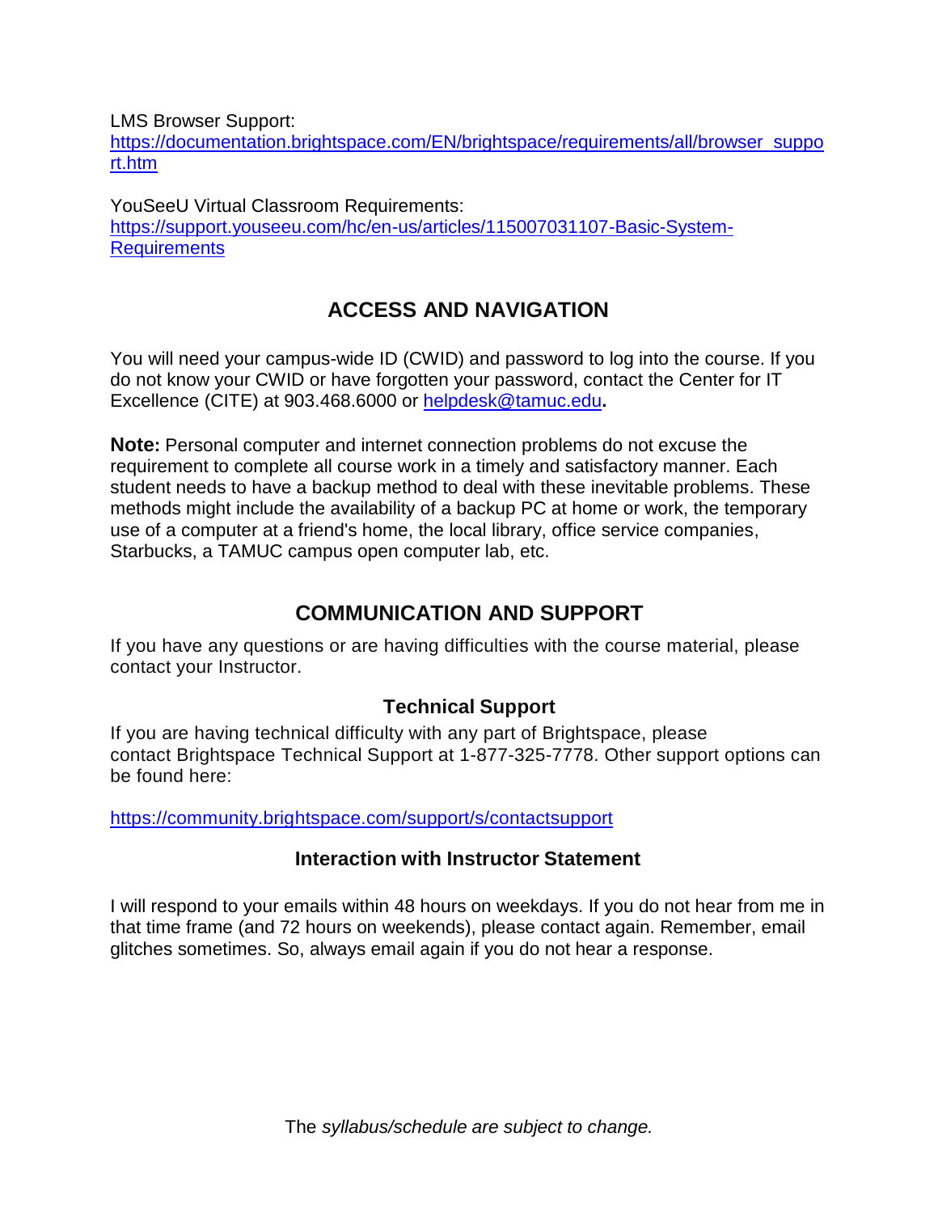LMS Browser Support:
[https://documentation.brightspace.com/EN/brightspace/requirements/all/browser_support.htm](https://documentation.brightspace.com/EN/brightspace/requirements/all/browser_support.htm)

YouSeeU Virtual Classroom Requirements:
[https://support.youseeu.com/hc/en-us/articles/115007031107-Basic-System-Requirements](https://support.youseeu.com/hc/en-us/articles/115007031107-Basic-System-Requirements)

## ACCESS AND NAVIGATION

You will need your campus-wide ID (CWID) and password to log into the course. If you do not know your CWID or have forgotten your password, contact the Center for IT Excellence (CITE) at 903.468.6000 or [helpdesk@tamuc.edu](mailto:helpdesk@tamuc.edu)**.**

**Note:** Personal computer and internet connection problems do not excuse the requirement to complete all course work in a timely and satisfactory manner. Each student needs to have a backup method to deal with these inevitable problems. These methods might include the availability of a backup PC at home or work, the temporary use of a computer at a friend's home, the local library, office service companies, Starbucks, a TAMUC campus open computer lab, etc.

## COMMUNICATION AND SUPPORT

If you have any questions or are having difficulties with the course material, please contact your Instructor.

### Technical Support

If you are having technical difficulty with any part of Brightspace, please contact Brightspace Technical Support at 1-877-325-7778. Other support options can be found here:

[https://community.brightspace.com/support/s/contactsupport](https://community.brightspace.com/support/s/contactsupport)

### Interaction with Instructor Statement

I will respond to your emails within 48 hours on weekdays. If you do not hear from me in that time frame (and 72 hours on weekends), please contact again. Remember, email glitches sometimes. So, always email again if you do not hear a response.

The *syllabus/schedule are subject to change.*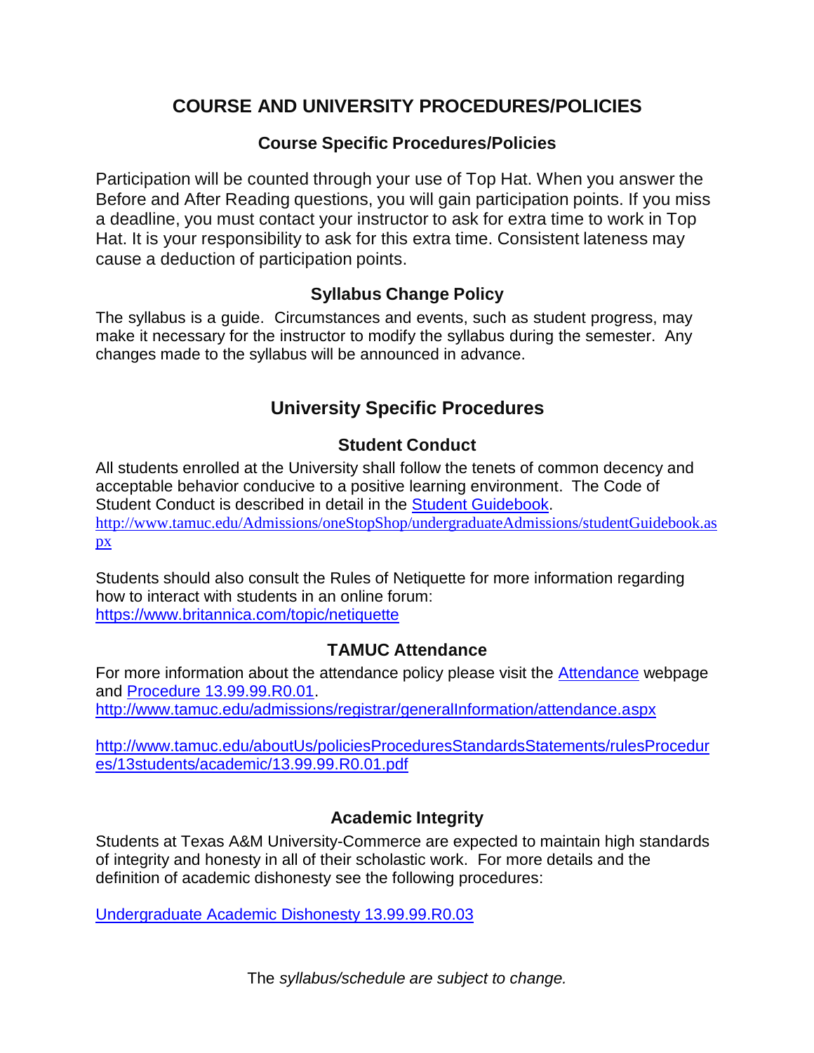# COURSE AND UNIVERSITY PROCEDURES/POLICIES

## Course Specific Procedures/Policies

Participation will be counted through your use of Top Hat. When you answer the Before and After Reading questions, you will gain participation points. If you miss a deadline, you must contact your instructor to ask for extra time to work in Top Hat. It is your responsibility to ask for this extra time. Consistent lateness may cause a deduction of participation points.

### Syllabus Change Policy

The syllabus is a guide. Circumstances and events, such as student progress, may make it necessary for the instructor to modify the syllabus during the semester. Any changes made to the syllabus will be announced in advance.

## University Specific Procedures

### Student Conduct

All students enrolled at the University shall follow the tenets of common decency and acceptable behavior conducive to a positive learning environment. The Code of Student Conduct is described in detail in the [Student Guidebook](http://www.tamuc.edu/Admissions/oneStopShop/undergraduateAdmissions/studentGuidebook.aspx).
http://www.tamuc.edu/Admissions/oneStopShop/undergraduateAdmissions/studentGuidebook.aspx

Students should also consult the Rules of Netiquette for more information regarding how to interact with students in an online forum:
https://www.britannica.com/topic/netiquette

### TAMUC Attendance

For more information about the attendance policy please visit the [Attendance](http://www.tamuc.edu/admissions/registrar/generalInformation/attendance.aspx) webpage and [Procedure 13.99.99.R0.01](http://www.tamuc.edu/aboutUs/policiesProceduresStandardsStatements/rulesProcedures/13students/academic/13.99.99.R0.01.pdf).
http://www.tamuc.edu/admissions/registrar/generalInformation/attendance.aspx

http://www.tamuc.edu/aboutUs/policiesProceduresStandardsStatements/rulesProcedures/13students/academic/13.99.99.R0.01.pdf

### Academic Integrity

Students at Texas A&M University-Commerce are expected to maintain high standards of integrity and honesty in all of their scholastic work. For more details and the definition of academic dishonesty see the following procedures:

Undergraduate Academic Dishonesty 13.99.99.R0.03

The *syllabus/schedule are subject to change.*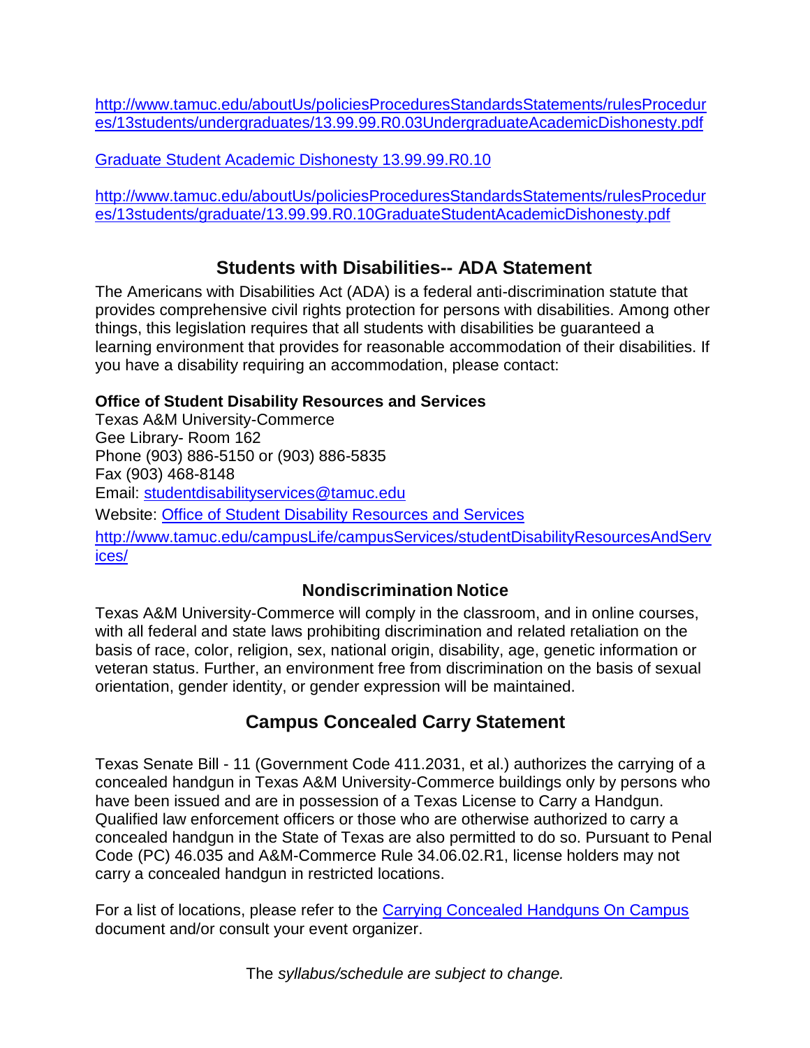http://www.tamuc.edu/aboutUs/policiesProceduresStandardsStatements/rulesProcedures/13students/undergraduates/13.99.99.R0.03UndergraduateAcademicDishonesty.pdf

Graduate Student Academic Dishonesty 13.99.99.R0.10

http://www.tamuc.edu/aboutUs/policiesProceduresStandardsStatements/rulesProcedures/13students/graduate/13.99.99.R0.10GraduateStudentAcademicDishonesty.pdf

## Students with Disabilities-- ADA Statement

The Americans with Disabilities Act (ADA) is a federal anti-discrimination statute that provides comprehensive civil rights protection for persons with disabilities. Among other things, this legislation requires that all students with disabilities be guaranteed a learning environment that provides for reasonable accommodation of their disabilities. If you have a disability requiring an accommodation, please contact:

**Office of Student Disability Resources and Services**
Texas A&M University-Commerce
Gee Library- Room 162
Phone (903) 886-5150 or (903) 886-5835
Fax (903) 468-8148
Email: studentdisabilityservices@tamuc.edu
Website: Office of Student Disability Resources and Services
http://www.tamuc.edu/campusLife/campusServices/studentDisabilityResourcesAndServices/

### Nondiscrimination Notice

Texas A&M University-Commerce will comply in the classroom, and in online courses, with all federal and state laws prohibiting discrimination and related retaliation on the basis of race, color, religion, sex, national origin, disability, age, genetic information or veteran status. Further, an environment free from discrimination on the basis of sexual orientation, gender identity, or gender expression will be maintained.

## Campus Concealed Carry Statement

Texas Senate Bill - 11 (Government Code 411.2031, et al.) authorizes the carrying of a concealed handgun in Texas A&M University-Commerce buildings only by persons who have been issued and are in possession of a Texas License to Carry a Handgun. Qualified law enforcement officers or those who are otherwise authorized to carry a concealed handgun in the State of Texas are also permitted to do so. Pursuant to Penal Code (PC) 46.035 and A&M-Commerce Rule 34.06.02.R1, license holders may not carry a concealed handgun in restricted locations.

For a list of locations, please refer to the Carrying Concealed Handguns On Campus document and/or consult your event organizer.

The *syllabus/schedule are subject to change.*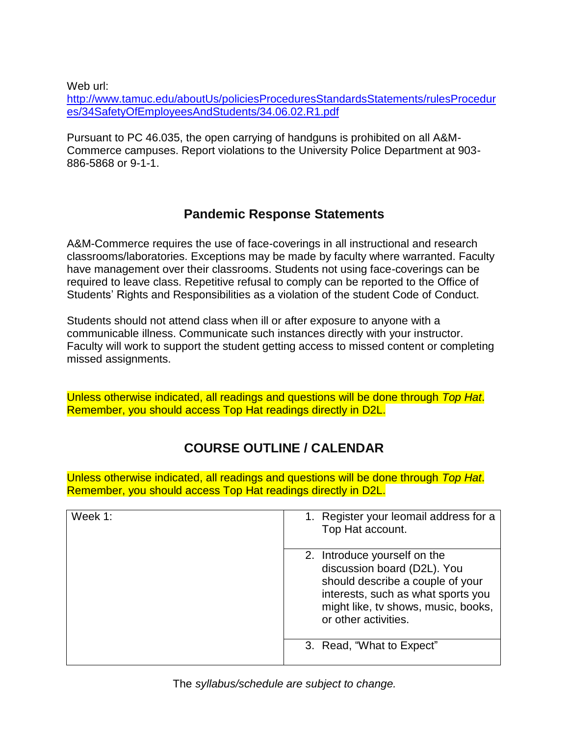Web url:
[http://www.tamuc.edu/aboutUs/policiesProceduresStandardsStatements/rulesProcedures/34SafetyOfEmployeesAndStudents/34.06.02.R1.pdf](http://www.tamuc.edu/aboutUs/policiesProceduresStandardsStatements/rulesProcedures/34SafetyOfEmployeesAndStudents/34.06.02.R1.pdf)

Pursuant to PC 46.035, the open carrying of handguns is prohibited on all A&M-Commerce campuses. Report violations to the University Police Department at 903-886-5868 or 9-1-1.

## Pandemic Response Statements

A&M-Commerce requires the use of face-coverings in all instructional and research classrooms/laboratories. Exceptions may be made by faculty where warranted. Faculty have management over their classrooms. Students not using face-coverings can be required to leave class. Repetitive refusal to comply can be reported to the Office of Students' Rights and Responsibilities as a violation of the student Code of Conduct.

Students should not attend class when ill or after exposure to anyone with a communicable illness. Communicate such instances directly with your instructor. Faculty will work to support the student getting access to missed content or completing missed assignments.

Unless otherwise indicated, all readings and questions will be done through *Top Hat*. Remember, you should access Top Hat readings directly in D2L.

## COURSE OUTLINE / CALENDAR

Unless otherwise indicated, all readings and questions will be done through *Top Hat*. Remember, you should access Top Hat readings directly in D2L.

| Week 1: | 1. Register your leomail address for a Top Hat account. |
|---|---|
| | 2. Introduce yourself on the discussion board (D2L). You should describe a couple of your interests, such as what sports you might like, tv shows, music, books, or other activities. |
| | 3. Read, "What to Expect" |

The *syllabus/schedule are subject to change.*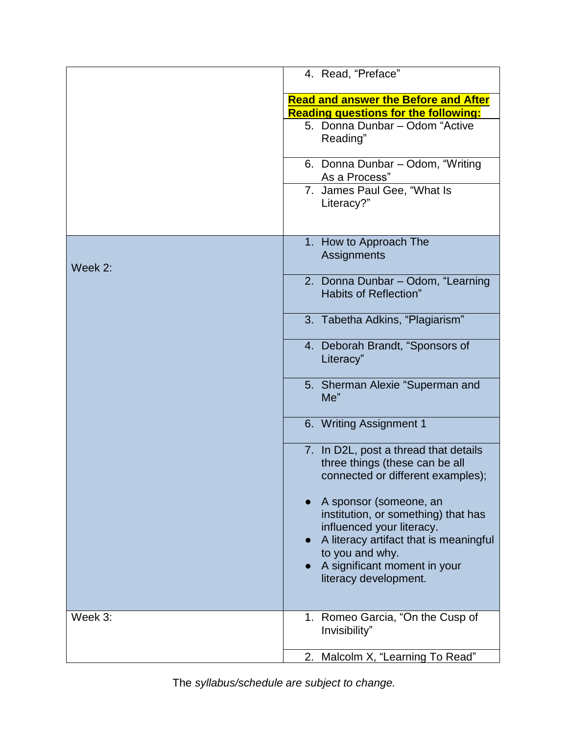| | |
|---|---|
| | 4. Read, "Preface" |
| | **Read and answer the Before and After Reading questions for the following:** |
| | 5. Donna Dunbar – Odom "Active Reading" |
| | 6. Donna Dunbar – Odom, "Writing As a Process" |
| | 7. James Paul Gee, "What Is Literacy?" |
| Week 2: | 1. How to Approach The Assignments |
| | 2. Donna Dunbar – Odom, "Learning Habits of Reflection" |
| | 3. Tabetha Adkins, "Plagiarism" |
| | 4. Deborah Brandt, "Sponsors of Literacy" |
| | 5. Sherman Alexie "Superman and Me" |
| | 6. Writing Assignment 1 |
| | 7. In D2L, post a thread that details three things (these can be all connected or different examples); <br> • A sponsor (someone, an institution, or something) that has influenced your literacy. <br> • A literacy artifact that is meaningful to you and why. <br> • A significant moment in your literacy development. |
| Week 3: | 1. Romeo Garcia, "On the Cusp of Invisibility" |
| | 2. Malcolm X, "Learning To Read" |

The *syllabus/schedule are subject to change.*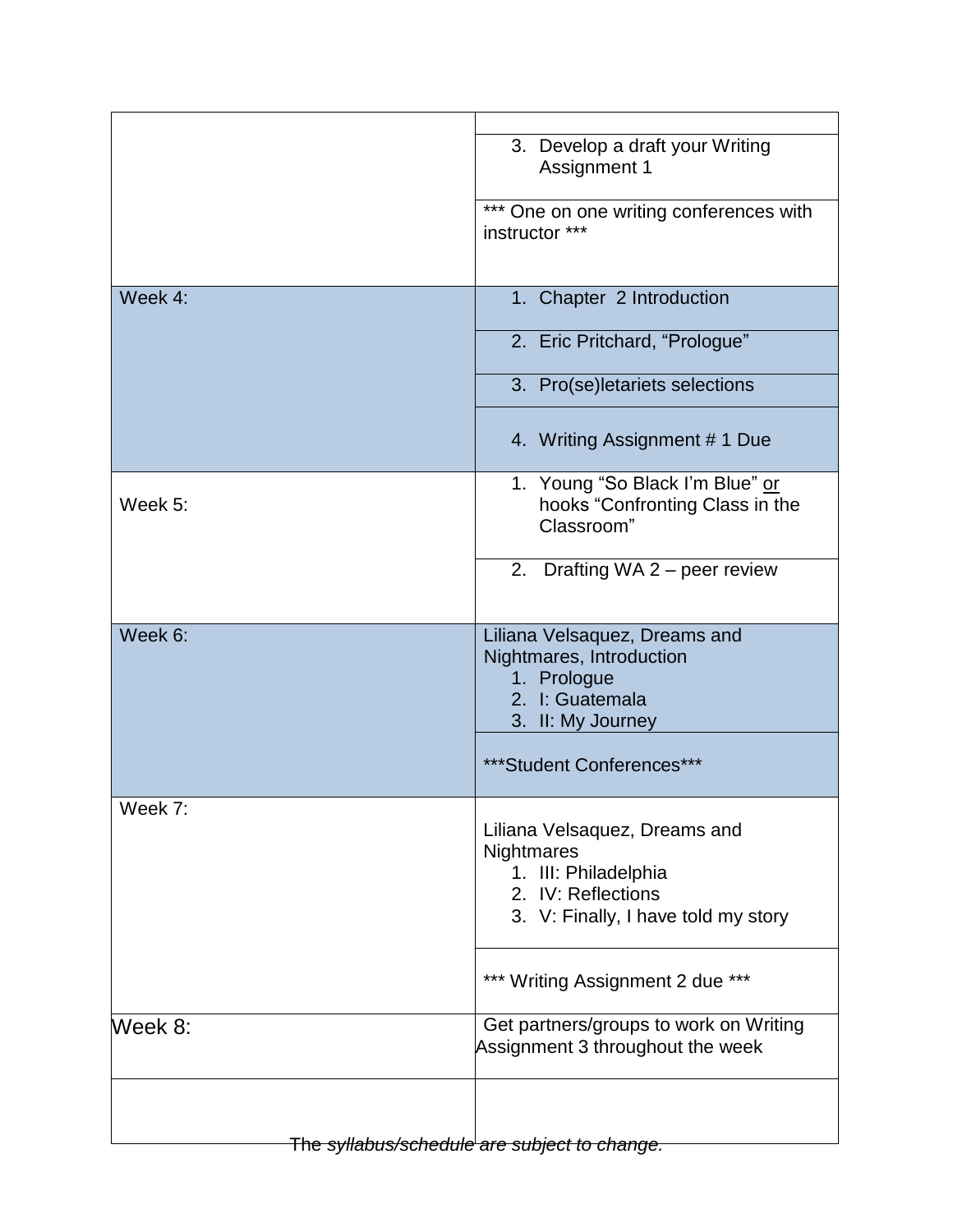| | |
|---|---|
| | |
| | 3. Develop a draft your Writing Assignment 1 |
| | *** One on one writing conferences with instructor *** |
| Week 4: | 1. Chapter 2 Introduction |
| | 2. Eric Pritchard, "Prologue" |
| | 3. Pro(se)letariets selections |
| | 4. Writing Assignment # 1 Due |
| Week 5: | 1. Young "So Black I'm Blue" <u>or</u> hooks "Confronting Class in the Classroom" |
| | 2. Drafting WA 2 – peer review |
| Week 6: | Liliana Velsaquez, Dreams and Nightmares, Introduction<br>1. Prologue<br>2. I: Guatemala<br>3. II: My Journey |
| | ***Student Conferences*** |
| Week 7: | Liliana Velsaquez, Dreams and Nightmares<br>1. III: Philadelphia<br>2. IV: Reflections<br>3. V: Finally, I have told my story |
| | *** Writing Assignment 2 due *** |
| Week 8: | Get partners/groups to work on Writing Assignment 3 throughout the week |
| | |

The *syllabus/schedule are subject to change.*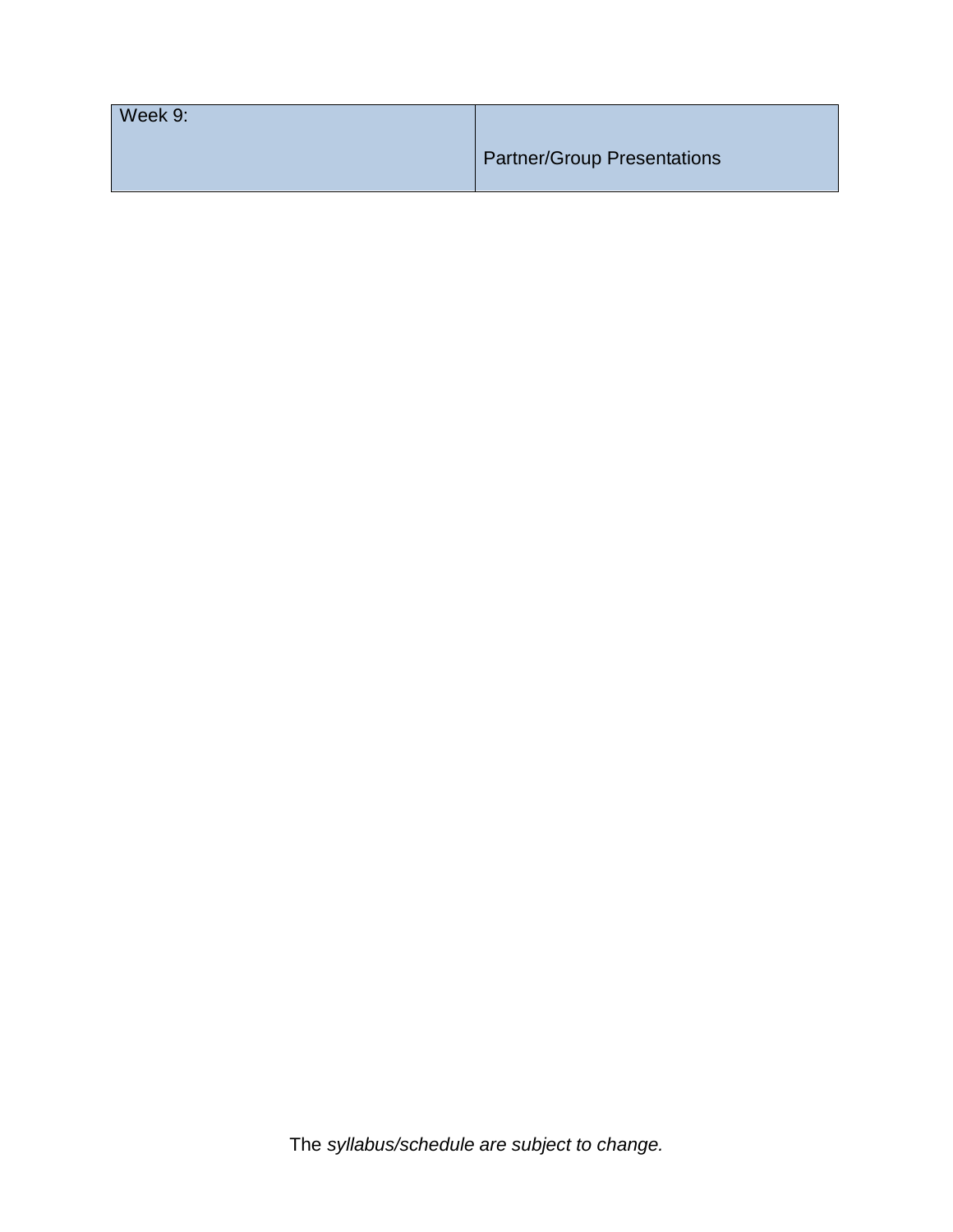| Week 9: | Partner/Group Presentations |
|---|---|

The *syllabus/schedule are subject to change.*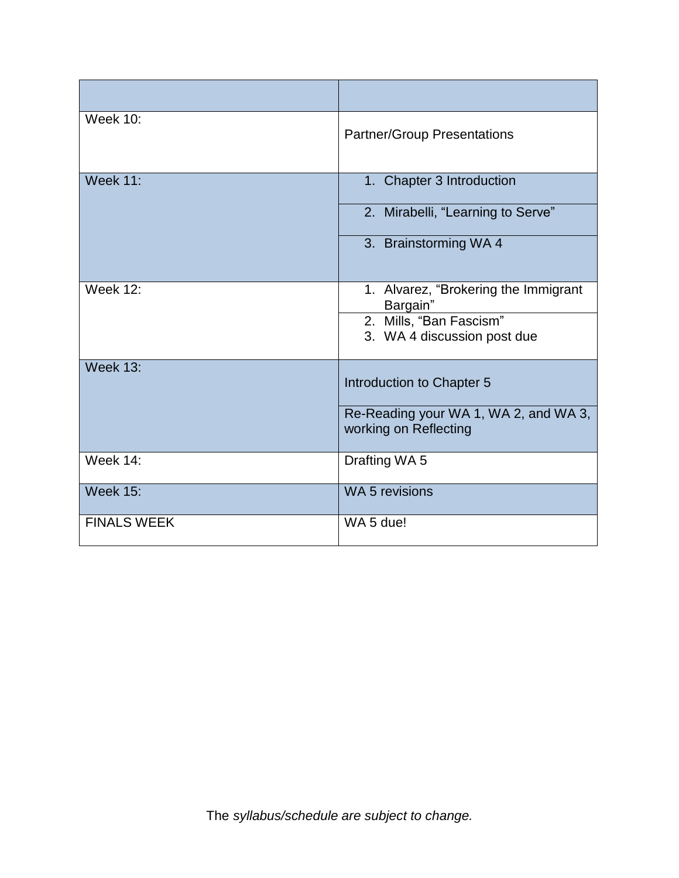| | |
|---|---|
| Week 10: | Partner/Group Presentations |
| Week 11: | 1. Chapter 3 Introduction<br>2. Mirabelli, "Learning to Serve"<br>3. Brainstorming WA 4 |
| Week 12: | 1. Alvarez, "Brokering the Immigrant Bargain"<br>2. Mills, "Ban Fascism"<br>3. WA 4 discussion post due |
| Week 13: | Introduction to Chapter 5<br>Re-Reading your WA 1, WA 2, and WA 3, working on Reflecting |
| Week 14: | Drafting WA 5 |
| Week 15: | WA 5 revisions |
| FINALS WEEK | WA 5 due! |

The *syllabus/schedule are subject to change.*